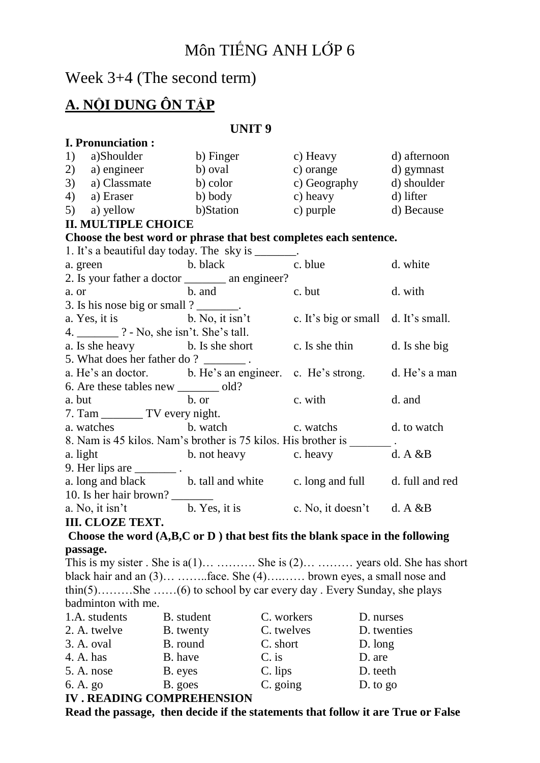# Môn TIẾNG ANH LỚP 6

## Week 3+4 (The second term)

## A. NỘI DUNG ÔN TẬP

### UNIT 9

**I. Pronunciation :**

| | | | | |
|---|---|---|---|---|
| 1) | a)Shoulder | b) Finger | c) Heavy | d) afternoon |
| 2) | a) engineer | b) oval | c) orange | d) gymnast |
| 3) | a) Classmate | b) color | c) Geography | d) shoulder |
| 4) | a) Eraser | b) body | c) heavy | d) lifter |
| 5) | a) yellow | b)Station | c) purple | d) Because |

**II. MULTIPLE CHOICE**

**Choose the best word or phrase that best completes each sentence.**

1. It's a beautiful day today. The sky is _______.

a. green | b. black | c. blue | d. white

2. Is your father a doctor _______ an engineer?

a. or | b. and | c. but | d. with

3. Is his nose big or small ? _______.

a. Yes, it is | b. No, it isn't | c. It's big or small | d. It's small.

4. _______ ? - No, she isn't. She's tall.

a. Is she heavy | b. Is she short | c. Is she thin | d. Is she big

5. What does her father do ? _______ .

a. He's an doctor. | b. He's an engineer. | c. He's strong. | d. He's a man

6. Are these tables new _______ old?

a. but | b. or | c. with | d. and

7. Tam _______ TV every night.

a. watches | b. watch | c. watchs | d. to watch

8. Nam is 45 kilos. Nam's brother is 75 kilos. His brother is _______ .

a. light | b. not heavy | c. heavy | d. A &B

9. Her lips are _______ .

a. long and black | b. tall and white | c. long and full | d. full and red

10. Is her hair brown? _______

a. No, it isn't | b. Yes, it is | c. No, it doesn't | d. A &B

**III. CLOZE TEXT.**

**Choose the word (A,B,C or D ) that best fits the blank space in the following passage.**

This is my sister . She is a(1)… ………. She is (2)… ……… years old. She has short black hair and an (3)… ……..face. She (4)….…… brown eyes, a small nose and thin(5)………She ……(6) to school by car every day . Every Sunday, she plays badminton with me.

| | | | |
|---|---|---|---|
| 1.A. students | B. student | C. workers | D. nurses |
| 2. A. twelve | B. twenty | C. twelves | D. twenties |
| 3. A. oval | B. round | C. short | D. long |
| 4. A. has | B. have | C. is | D. are |
| 5. A. nose | B. eyes | C. lips | D. teeth |
| 6. A. go | B. goes | C. going | D. to go |

**IV . READING COMPREHENSION**

**Read the passage, then decide if the statements that follow it are True or False**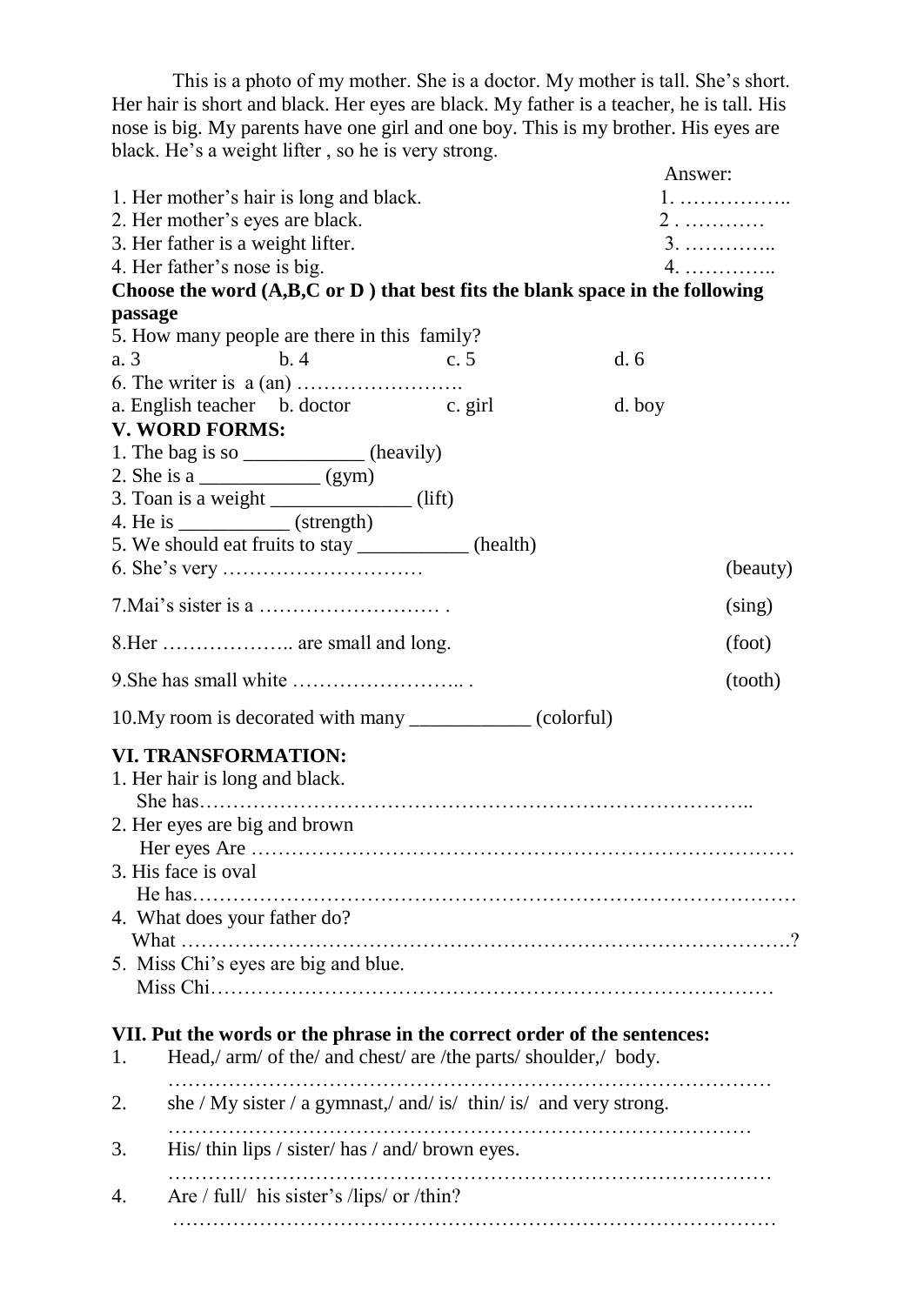This is a photo of my mother. She is a doctor. My mother is tall. She's short. Her hair is short and black. Her eyes are black. My father is a teacher, he is tall. His nose is big. My parents have one girl and one boy. This is my brother. His eyes are black. He's a weight lifter , so he is very strong.

Answer:

1. Her mother's hair is long and black. 1. ……………..
2. Her mother's eyes are black. 2 . …………
3. Her father is a weight lifter. 3. …………..
4. Her father's nose is big. 4. …………..

**Choose the word (A,B,C or D ) that best fits the blank space in the following passage**

5. How many people are there in this family?

a. 3 b. 4 c. 5 d. 6

6. The writer is a (an) …………………….

a. English teacher b. doctor c. girl d. boy

**V. WORD FORMS:**

1. The bag is so ____________ (heavily)
2. She is a ____________ (gym)
3. Toan is a weight ______________ (lift)
4. He is ___________ (strength)
5. We should eat fruits to stay ___________ (health)
6. She's very ………………………… (beauty)
7. Mai's sister is a ……………………… . (sing)
8. Her ……………….. are small and long. (foot)
9. She has small white …………………….. . (tooth)
10. My room is decorated with many ____________ (colorful)

**VI. TRANSFORMATION:**

1. Her hair is long and black.
   She has……………………………………………………………………..
2. Her eyes are big and brown
   Her eyes Are ……………………………………………………………………
3. His face is oval
   He has……………………………………………………………………………
4. What does your father do?
   What …………………………………………………………………………….?
5. Miss Chi's eyes are big and blue.
   Miss Chi………………………………………………………………………

**VII. Put the words or the phrase in the correct order of the sentences:**

1. Head,/ arm/ of the/ and chest/ are /the parts/ shoulder,/ body.
   ……………………………………………………………………………
2. she / My sister / a gymnast,/ and/ is/ thin/ is/ and very strong.
   ……………………………………………………………………………
3. His/ thin lips / sister/ has / and/ brown eyes.
   ……………………………………………………………………………
4. Are / full/ his sister's /lips/ or /thin?
   ……………………………………………………………………………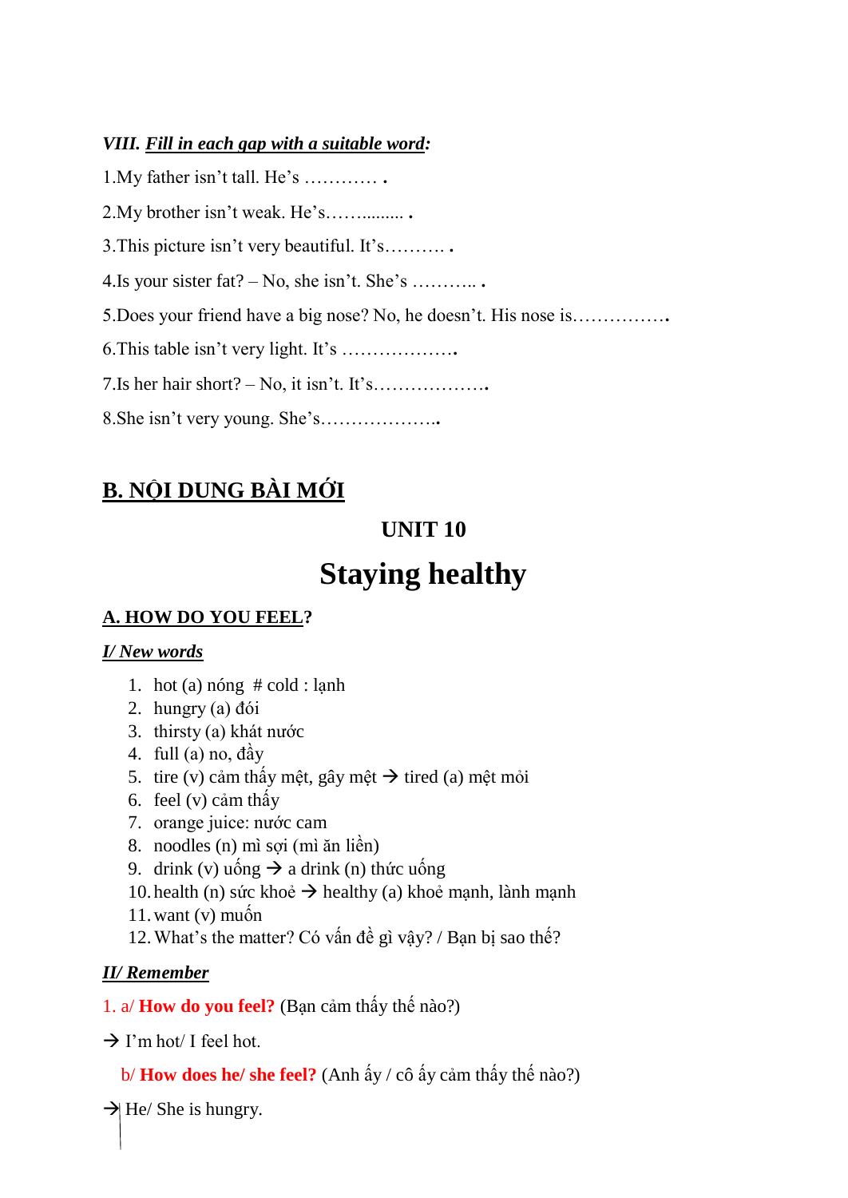***VIII. Fill in each gap with a suitable word:***

1.My father isn't tall. He's ………… .

2.My brother isn't weak. He's……......... .

3.This picture isn't very beautiful. It's………. .

4.Is your sister fat? – No, she isn't. She's ……….. .

5.Does your friend have a big nose? No, he doesn't. His nose is…………….

6.This table isn't very light. It's ……………….

7.Is her hair short? – No, it isn't. It's……………….

8.She isn't very young. She's………………..

## B. NỘI DUNG BÀI MỚI

### UNIT 10

# Staying healthy

### A. HOW DO YOU FEEL?

***I/ New words***

1. hot (a) nóng # cold : lạnh
2. hungry (a) đói
3. thirsty (a) khát nước
4. full (a) no, đầy
5. tire (v) cảm thấy mệt, gây mệt → tired (a) mệt mỏi
6. feel (v) cảm thấy
7. orange juice: nước cam
8. noodles (n) mì sợi (mì ăn liền)
9. drink (v) uống → a drink (n) thức uống
10. health (n) sức khoẻ → healthy (a) khoẻ mạnh, lành mạnh
11. want (v) muốn
12. What's the matter? Có vấn đề gì vậy? / Bạn bị sao thế?

***II/ Remember***

1. a/ **How do you feel?** (Bạn cảm thấy thế nào?)

→ I'm hot/ I feel hot.

b/ **How does he/ she feel?** (Anh ấy / cô ấy cảm thấy thế nào?)

→ He/ She is hungry.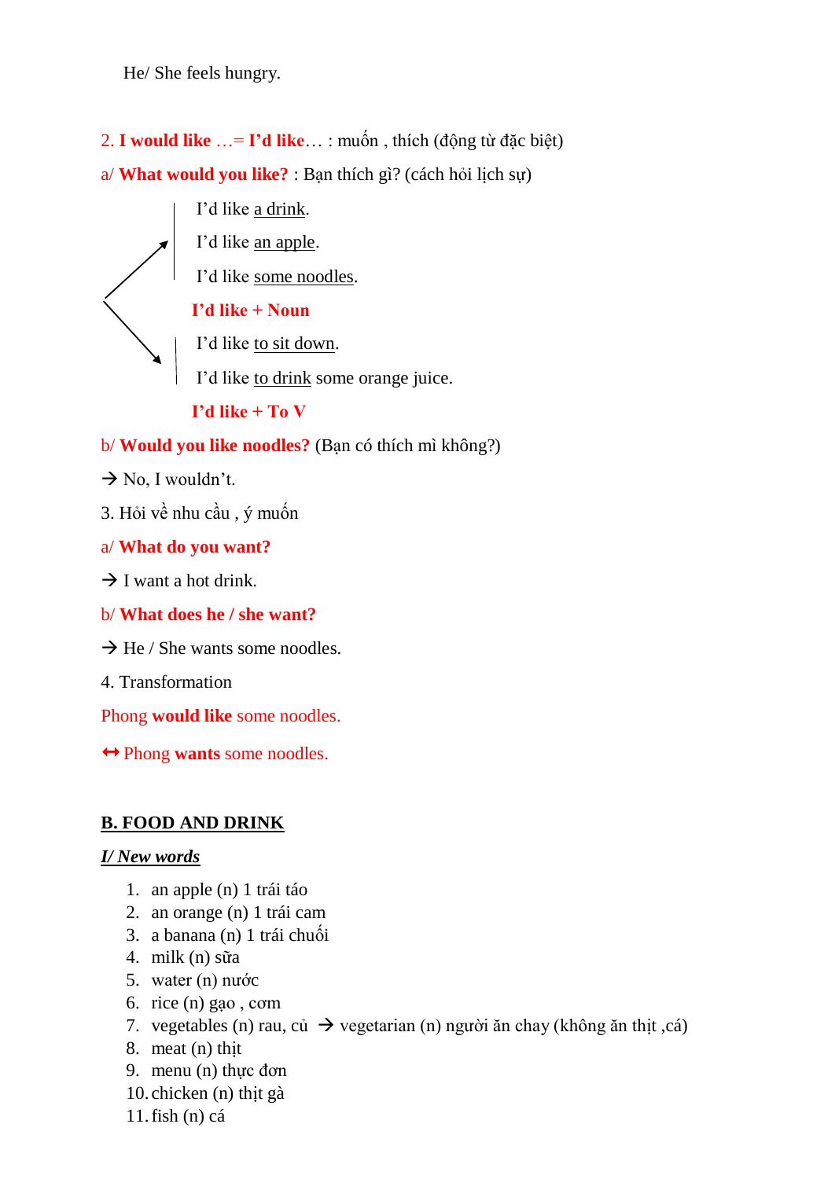He/ She feels hungry.

2. **I would like** …= **I'd like**… : muốn , thích (động từ đặc biệt)

a/ **What would you like?** : Bạn thích gì? (cách hỏi lịch sự)

I'd like a drink.

I'd like an apple.

I'd like some noodles.

**I'd like + Noun**

I'd like to sit down.

I'd like to drink some orange juice.

**I'd like + To V**

b/ **Would you like noodles?** (Bạn có thích mì không?)

→ No, I wouldn't.

3. Hỏi về nhu cầu , ý muốn

a/ **What do you want?**

→ I want a hot drink.

b/ **What does he / she want?**

→ He / She wants some noodles.

4. Transformation

Phong **would like** some noodles.

↔ Phong **wants** some noodles.

## B. FOOD AND DRINK

### *I/ New words*

1. an apple (n) 1 trái táo
2. an orange (n) 1 trái cam
3. a banana (n) 1 trái chuối
4. milk (n) sữa
5. water (n) nước
6. rice (n) gạo , cơm
7. vegetables (n) rau, củ → vegetarian (n) người ăn chay (không ăn thịt ,cá)
8. meat (n) thịt
9. menu (n) thực đơn
10. chicken (n) thịt gà
11. fish (n) cá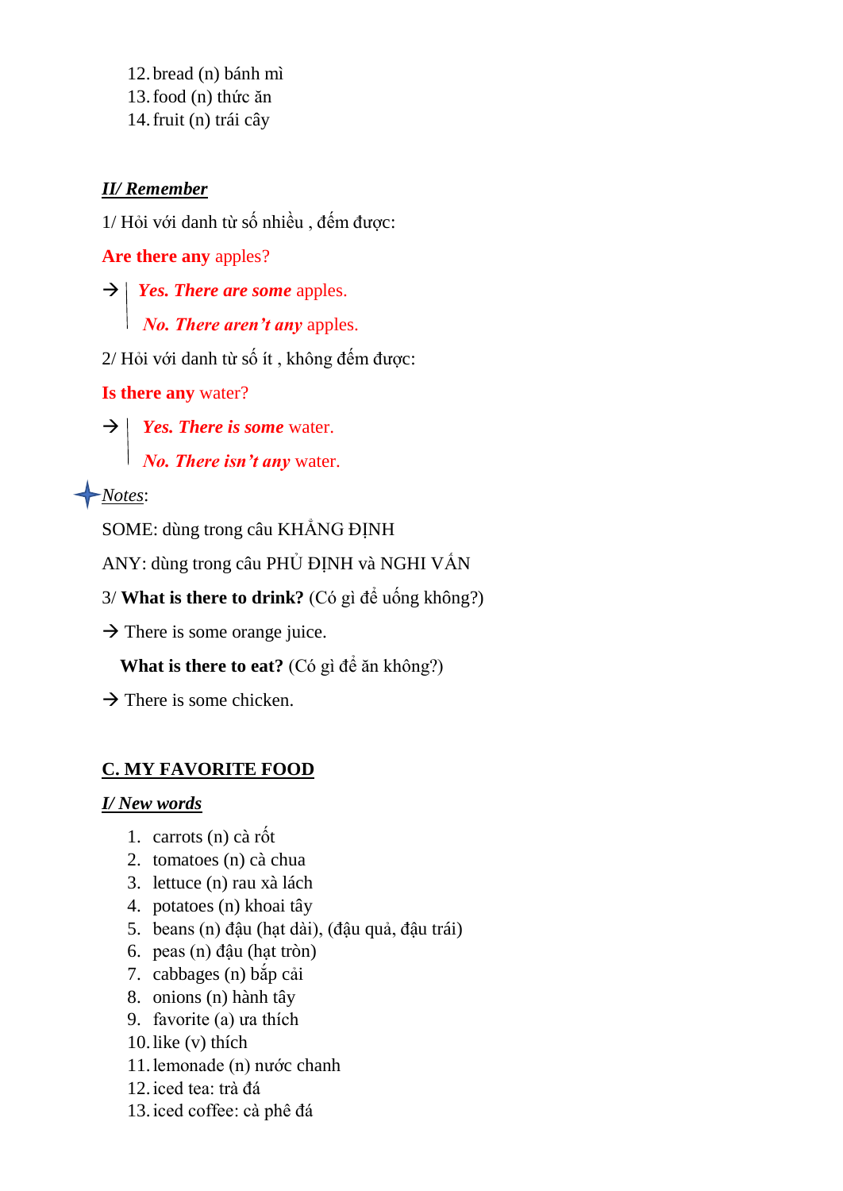12. bread (n) bánh mì
13. food (n) thức ăn
14. fruit (n) trái cây

***II/ Remember***

1/ Hỏi với danh từ số nhiều , đếm được:

**Are there any** apples?

→ ***Yes. There are some*** apples.

***No. There aren't any*** apples.

2/ Hỏi với danh từ số ít , không đếm được:

**Is there any** water?

→ ***Yes. There is some*** water.

***No. There isn't any*** water.

*Notes*:

SOME: dùng trong câu KHẲNG ĐỊNH

ANY: dùng trong câu PHỦ ĐỊNH và NGHI VẤN

3/ **What is there to drink?** (Có gì để uống không?)

→ There is some orange juice.

**What is there to eat?** (Có gì để ăn không?)

→ There is some chicken.

## C. MY FAVORITE FOOD

***I/ New words***

1. carrots (n) cà rốt
2. tomatoes (n) cà chua
3. lettuce (n) rau xà lách
4. potatoes (n) khoai tây
5. beans (n) đậu (hạt dài), (đậu quả, đậu trái)
6. peas (n) đậu (hạt tròn)
7. cabbages (n) bắp cải
8. onions (n) hành tây
9. favorite (a) ưa thích
10. like (v) thích
11. lemonade (n) nước chanh
12. iced tea: trà đá
13. iced coffee: cà phê đá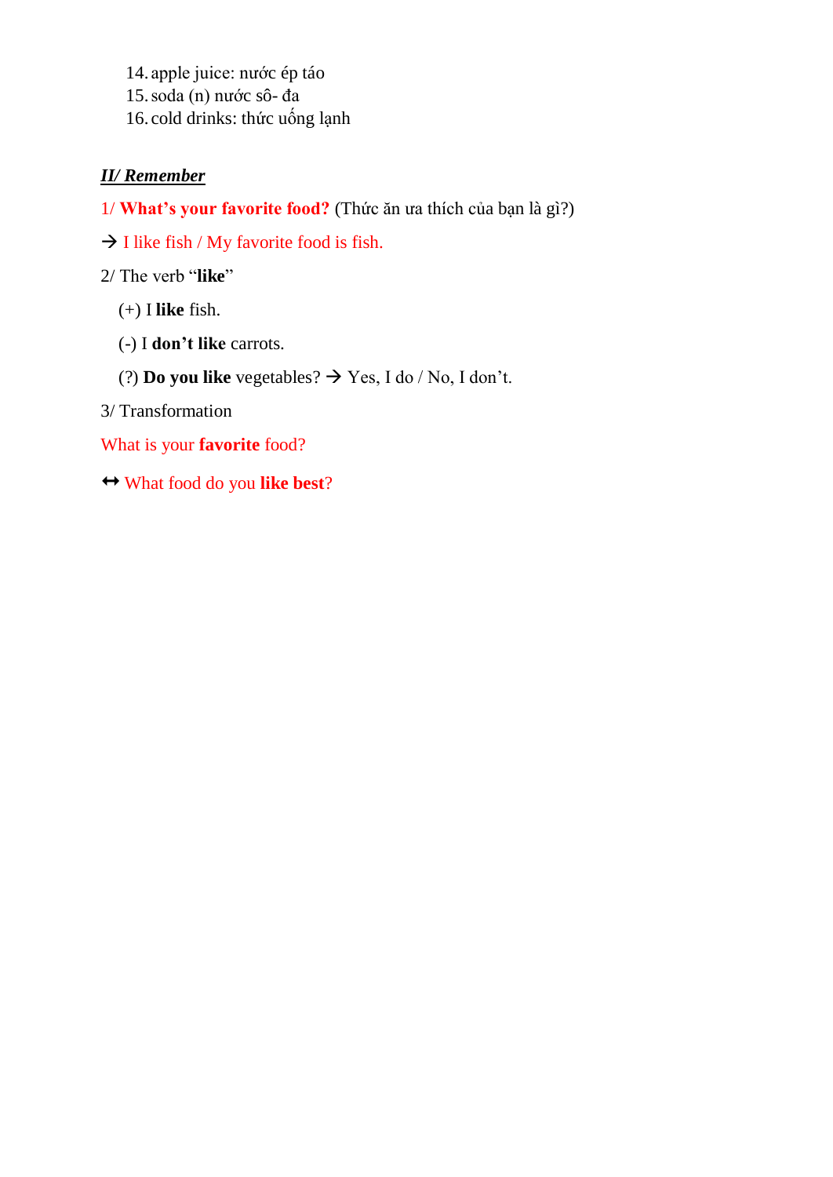14. apple juice: nước ép táo
15. soda (n) nước sô- đa
16. cold drinks: thức uống lạnh

***<u>II/ Remember</u>***

1/ **What's your favorite food?** (Thức ăn ưa thích của bạn là gì?)

→ I like fish / My favorite food is fish.

2/ The verb "**like**"

(+) I **like** fish.

(-) I **don't like** carrots.

(?) **Do you like** vegetables? → Yes, I do / No, I don't.

3/ Transformation

What is your **favorite** food?

↔ What food do you **like best**?